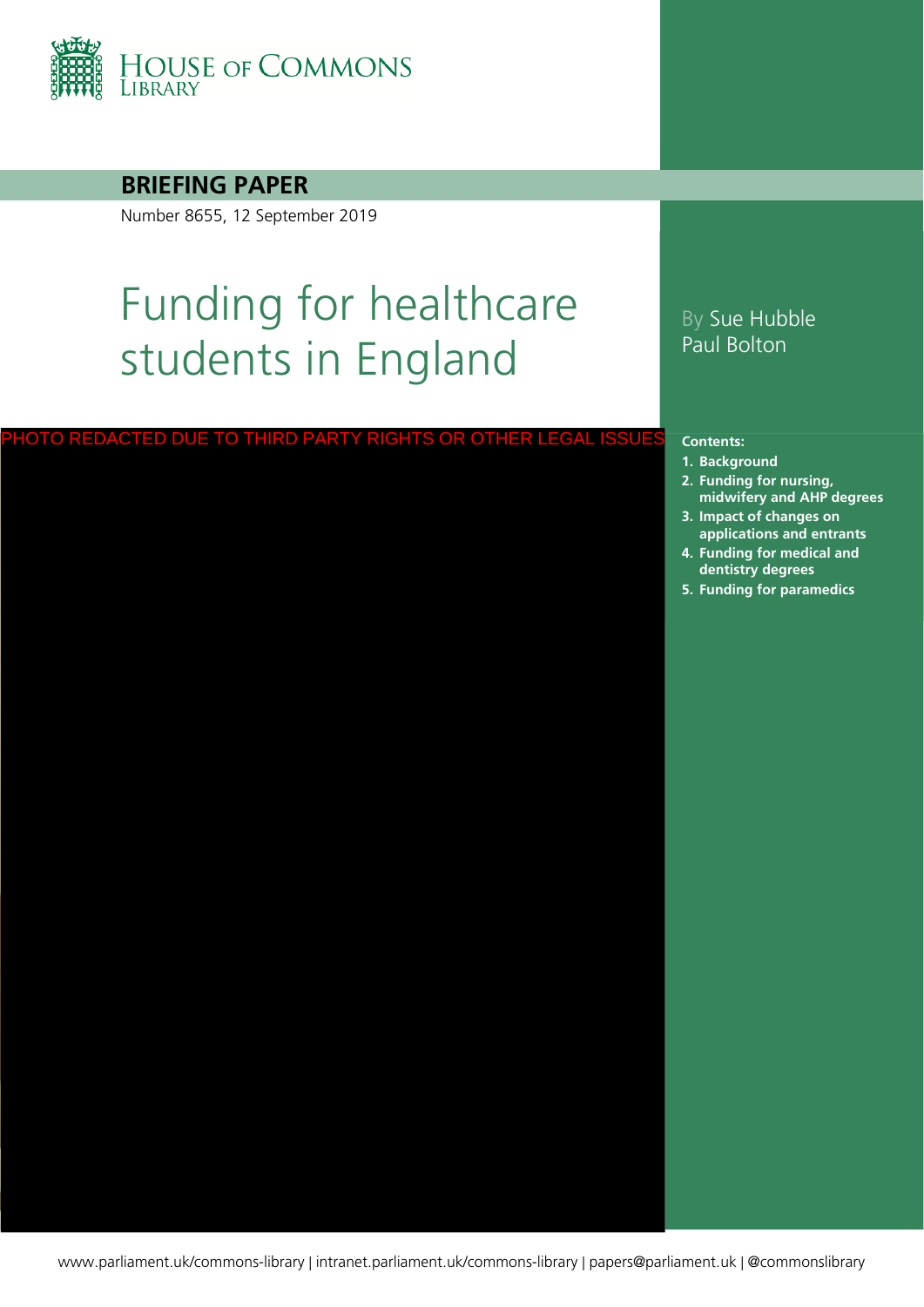HOUSE OF COMMONS LIBRARY

**BRIEFING PAPER**

Number 8655, 12 September 2019

# Funding for healthcare students in England

By Sue Hubble
Paul Bolton

PHOTO REDACTED DUE TO THIRD PARTY RIGHTS OR OTHER LEGAL ISSUES

**Contents:**

1. **Background**
2. **Funding for nursing, midwifery and AHP degrees**
3. **Impact of changes on applications and entrants**
4. **Funding for medical and dentistry degrees**
5. **Funding for paramedics**

www.parliament.uk/commons-library | intranet.parliament.uk/commons-library | papers@parliament.uk | @commonslibrary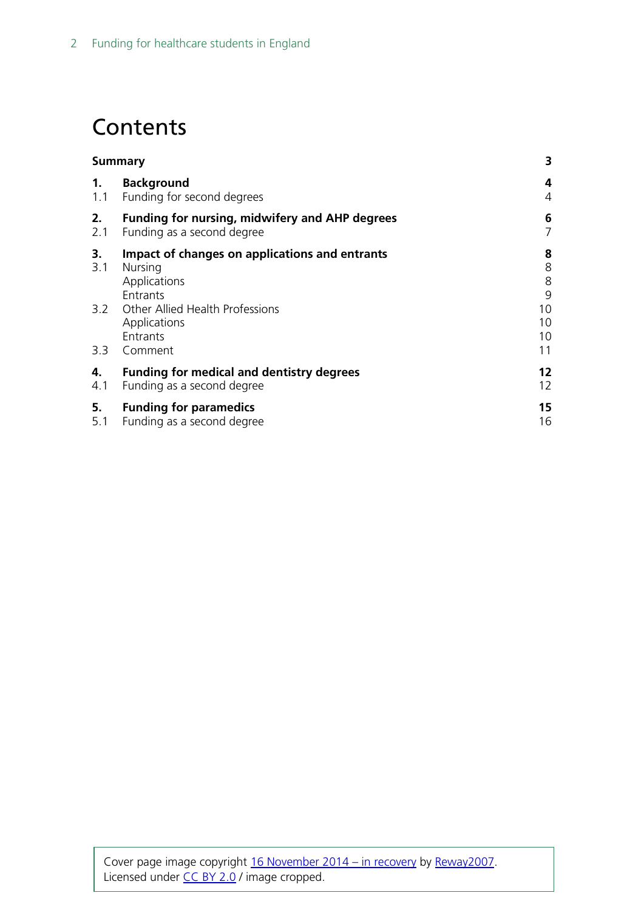# Contents

| | | |
|---|---|---|
| **Summary** | | **3** |
| **1.** | **Background** | **4** |
| 1.1 | Funding for second degrees | 4 |
| **2.** | **Funding for nursing, midwifery and AHP degrees** | **6** |
| 2.1 | Funding as a second degree | 7 |
| **3.** | **Impact of changes on applications and entrants** | **8** |
| 3.1 | Nursing | 8 |
| | Applications | 8 |
| | Entrants | 9 |
| 3.2 | Other Allied Health Professions | 10 |
| | Applications | 10 |
| | Entrants | 10 |
| 3.3 | Comment | 11 |
| **4.** | **Funding for medical and dentistry degrees** | **12** |
| 4.1 | Funding as a second degree | 12 |
| **5.** | **Funding for paramedics** | **15** |
| 5.1 | Funding as a second degree | 16 |

Cover page image copyright 16 November 2014 – in recovery by Reway2007. Licensed under CC BY 2.0 / image cropped.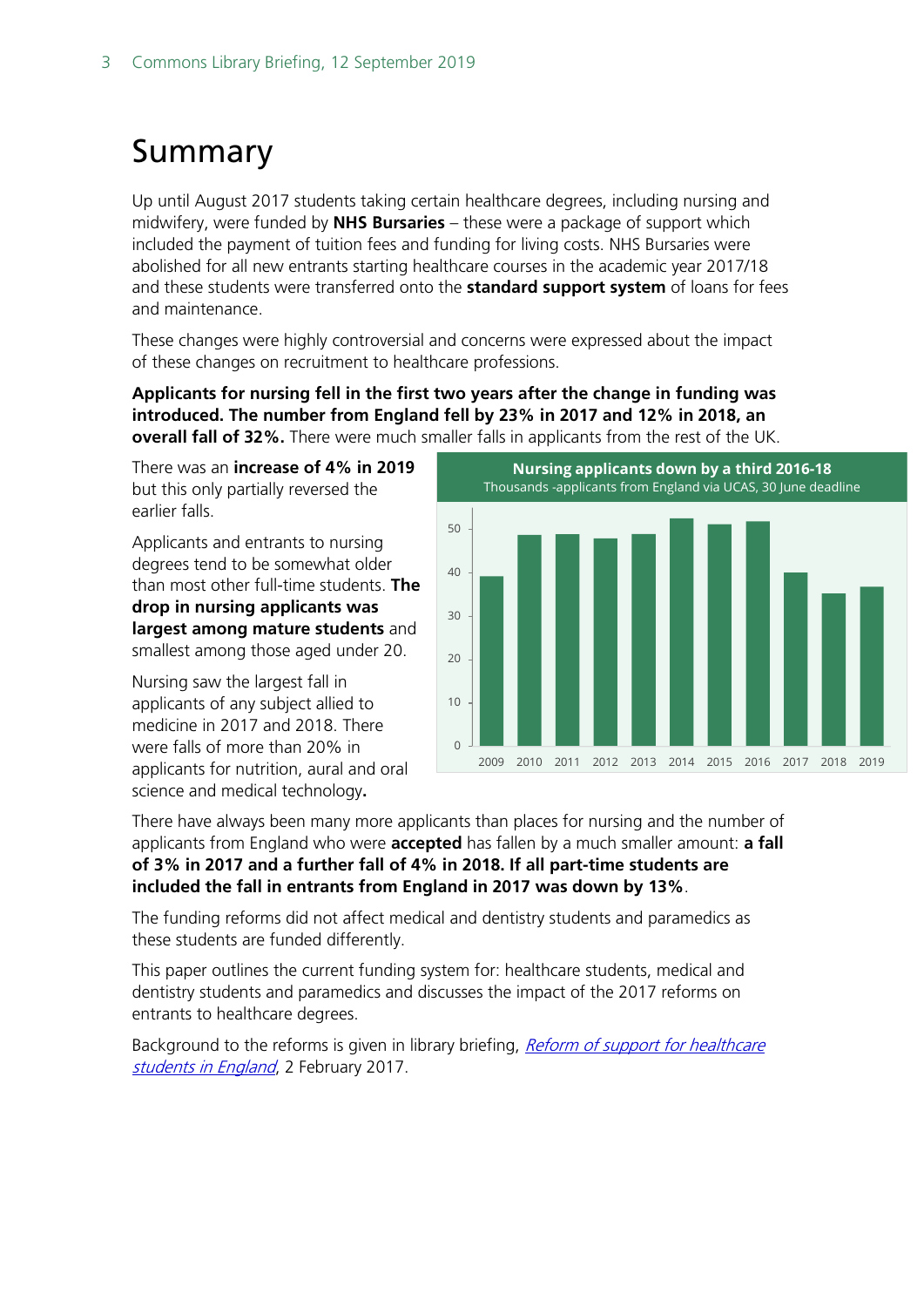# Summary

Up until August 2017 students taking certain healthcare degrees, including nursing and midwifery, were funded by **NHS Bursaries** – these were a package of support which included the payment of tuition fees and funding for living costs. NHS Bursaries were abolished for all new entrants starting healthcare courses in the academic year 2017/18 and these students were transferred onto the **standard support system** of loans for fees and maintenance.

These changes were highly controversial and concerns were expressed about the impact of these changes on recruitment to healthcare professions.

**Applicants for nursing fell in the first two years after the change in funding was introduced. The number from England fell by 23% in 2017 and 12% in 2018, an overall fall of 32%.** There were much smaller falls in applicants from the rest of the UK.

There was an **increase of 4% in 2019** but this only partially reversed the earlier falls.

Applicants and entrants to nursing degrees tend to be somewhat older than most other full-time students. **The drop in nursing applicants was largest among mature students** and smallest among those aged under 20.

Nursing saw the largest fall in applicants of any subject allied to medicine in 2017 and 2018. There were falls of more than 20% in applicants for nutrition, aural and oral science and medical technology**.**

**Nursing applicants down by a third 2016-18**

Thousands -applicants from England via UCAS, 30 June deadline

There have always been many more applicants than places for nursing and the number of applicants from England who were **accepted** has fallen by a much smaller amount: **a fall of 3% in 2017 and a further fall of 4% in 2018. If all part-time students are included the fall in entrants from England in 2017 was down by 13%**.

The funding reforms did not affect medical and dentistry students and paramedics as these students are funded differently.

This paper outlines the current funding system for: healthcare students, medical and dentistry students and paramedics and discusses the impact of the 2017 reforms on entrants to healthcare degrees.

Background to the reforms is given in library briefing, *[Reform of support for healthcare students in England](#)*, 2 February 2017.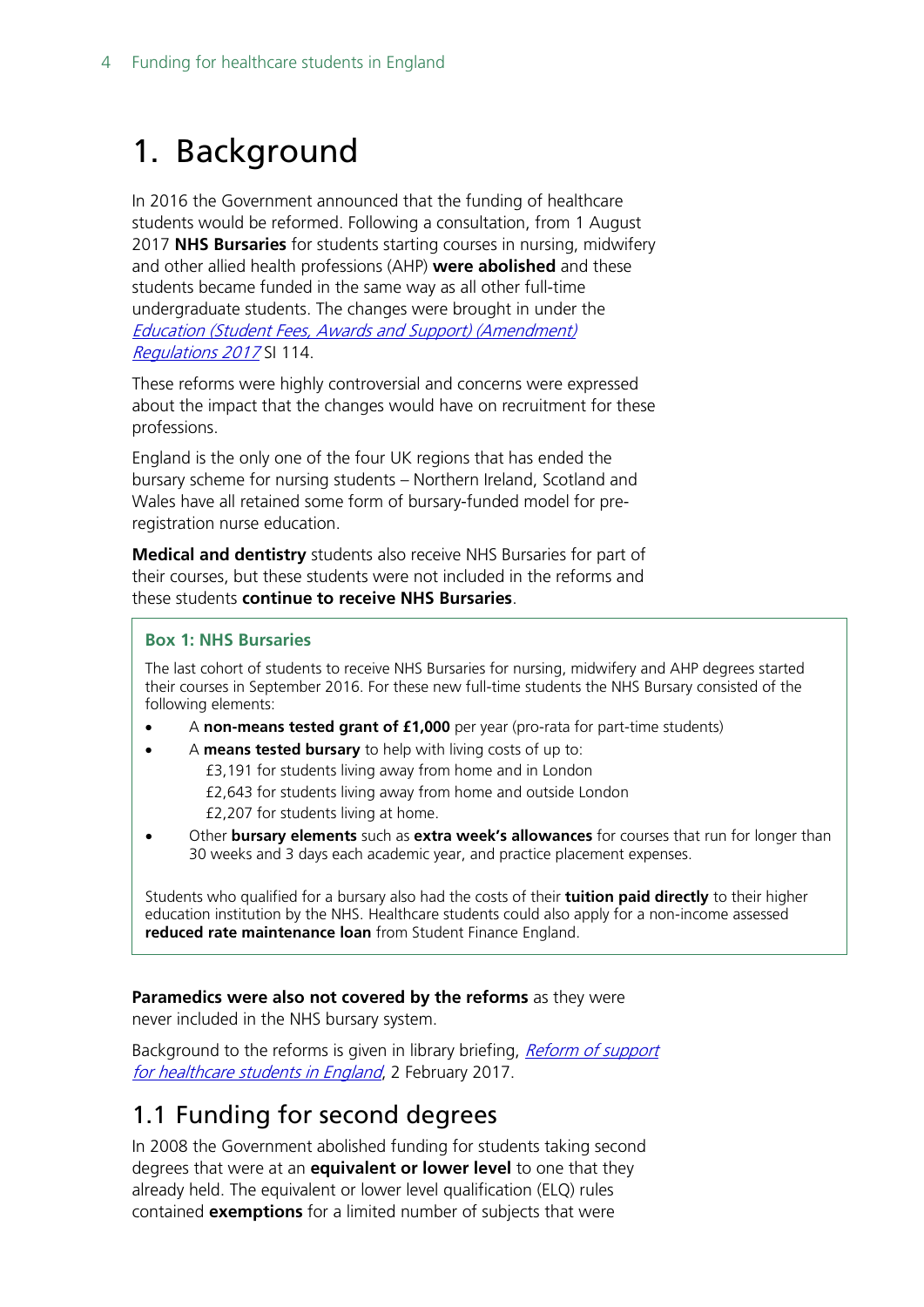# 1. Background

In 2016 the Government announced that the funding of healthcare students would be reformed. Following a consultation, from 1 August 2017 **NHS Bursaries** for students starting courses in nursing, midwifery and other allied health professions (AHP) **were abolished** and these students became funded in the same way as all other full-time undergraduate students. The changes were brought in under the *Education (Student Fees, Awards and Support) (Amendment) Regulations 2017* SI 114.

These reforms were highly controversial and concerns were expressed about the impact that the changes would have on recruitment for these professions.

England is the only one of the four UK regions that has ended the bursary scheme for nursing students – Northern Ireland, Scotland and Wales have all retained some form of bursary-funded model for pre-registration nurse education.

**Medical and dentistry** students also receive NHS Bursaries for part of their courses, but these students were not included in the reforms and these students **continue to receive NHS Bursaries**.

> **Box 1: NHS Bursaries**
>
> The last cohort of students to receive NHS Bursaries for nursing, midwifery and AHP degrees started their courses in September 2016. For these new full-time students the NHS Bursary consisted of the following elements:
>
> - A **non-means tested grant of £1,000** per year (pro-rata for part-time students)
> - A **means tested bursary** to help with living costs of up to:
>   - £3,191 for students living away from home and in London
>   - £2,643 for students living away from home and outside London
>   - £2,207 for students living at home.
> - Other **bursary elements** such as **extra week's allowances** for courses that run for longer than 30 weeks and 3 days each academic year, and practice placement expenses.
>
> Students who qualified for a bursary also had the costs of their **tuition paid directly** to their higher education institution by the NHS. Healthcare students could also apply for a non-income assessed **reduced rate maintenance loan** from Student Finance England.

**Paramedics were also not covered by the reforms** as they were never included in the NHS bursary system.

Background to the reforms is given in library briefing, *Reform of support for healthcare students in England*, 2 February 2017.

## 1.1 Funding for second degrees

In 2008 the Government abolished funding for students taking second degrees that were at an **equivalent or lower level** to one that they already held. The equivalent or lower level qualification (ELQ) rules contained **exemptions** for a limited number of subjects that were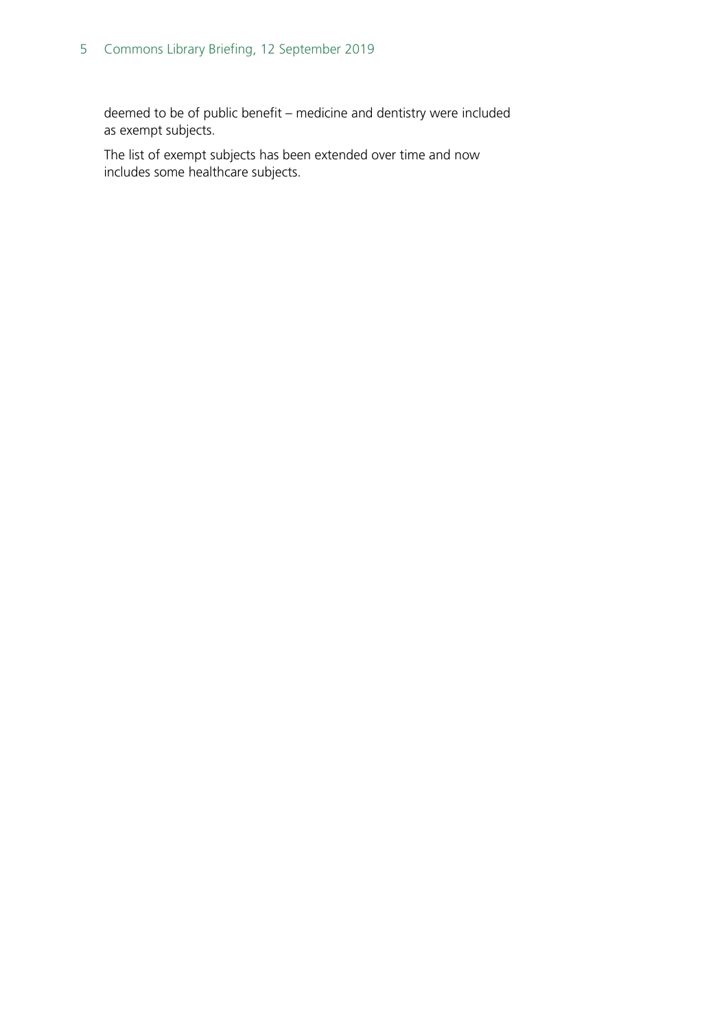deemed to be of public benefit – medicine and dentistry were included as exempt subjects.

The list of exempt subjects has been extended over time and now includes some healthcare subjects.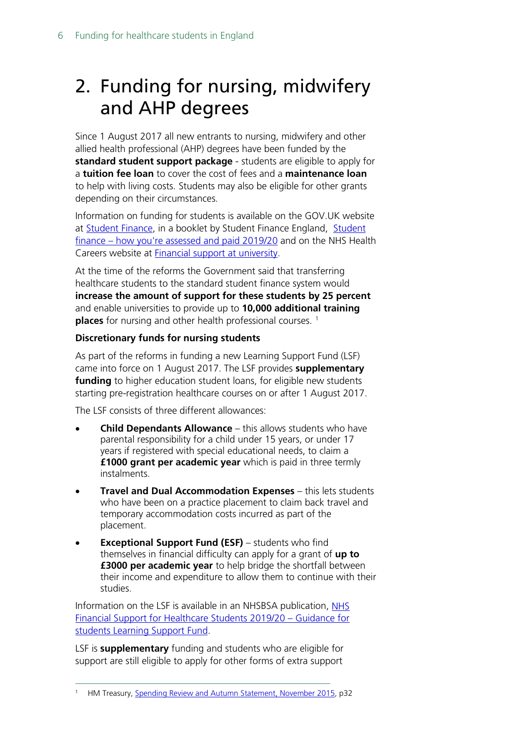# 2. Funding for nursing, midwifery and AHP degrees

Since 1 August 2017 all new entrants to nursing, midwifery and other allied health professional (AHP) degrees have been funded by the **standard student support package** - students are eligible to apply for a **tuition fee loan** to cover the cost of fees and a **maintenance loan** to help with living costs. Students may also be eligible for other grants depending on their circumstances.

Information on funding for students is available on the GOV.UK website at Student Finance, in a booklet by Student Finance England, Student finance – how you're assessed and paid 2019/20 and on the NHS Health Careers website at Financial support at university.

At the time of the reforms the Government said that transferring healthcare students to the standard student finance system would **increase the amount of support for these students by 25 percent** and enable universities to provide up to **10,000 additional training places** for nursing and other health professional courses. [1]

**Discretionary funds for nursing students**

As part of the reforms in funding a new Learning Support Fund (LSF) came into force on 1 August 2017. The LSF provides **supplementary funding** to higher education student loans, for eligible new students starting pre-registration healthcare courses on or after 1 August 2017.

The LSF consists of three different allowances:

- **Child Dependants Allowance** – this allows students who have parental responsibility for a child under 15 years, or under 17 years if registered with special educational needs, to claim a **£1000 grant per academic year** which is paid in three termly instalments.
- **Travel and Dual Accommodation Expenses** – this lets students who have been on a practice placement to claim back travel and temporary accommodation costs incurred as part of the placement.
- **Exceptional Support Fund (ESF)** – students who find themselves in financial difficulty can apply for a grant of **up to £3000 per academic year** to help bridge the shortfall between their income and expenditure to allow them to continue with their studies.

Information on the LSF is available in an NHSBSA publication, NHS Financial Support for Healthcare Students 2019/20 – Guidance for students Learning Support Fund.

LSF is **supplementary** funding and students who are eligible for support are still eligible to apply for other forms of extra support

[1] HM Treasury, Spending Review and Autumn Statement, November 2015, p32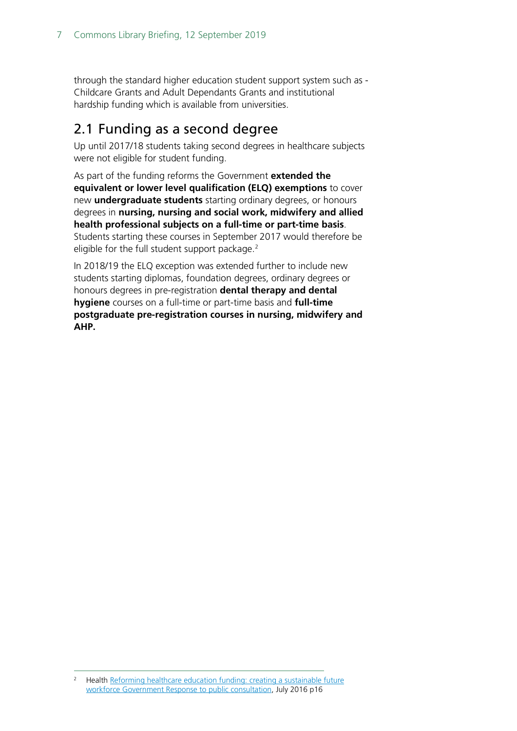through the standard higher education student support system such as - Childcare Grants and Adult Dependants Grants and institutional hardship funding which is available from universities.

## 2.1 Funding as a second degree

Up until 2017/18 students taking second degrees in healthcare subjects were not eligible for student funding.

As part of the funding reforms the Government **extended the equivalent or lower level qualification (ELQ) exemptions** to cover new **undergraduate students** starting ordinary degrees, or honours degrees in **nursing, nursing and social work, midwifery and allied health professional subjects on a full-time or part-time basis**. Students starting these courses in September 2017 would therefore be eligible for the full student support package.[2]

In 2018/19 the ELQ exception was extended further to include new students starting diplomas, foundation degrees, ordinary degrees or honours degrees in pre-registration **dental therapy and dental hygiene** courses on a full-time or part-time basis and **full-time postgraduate pre-registration courses in nursing, midwifery and AHP.**

---

[2] Health Reforming healthcare education funding: creating a sustainable future workforce Government Response to public consultation, July 2016 p16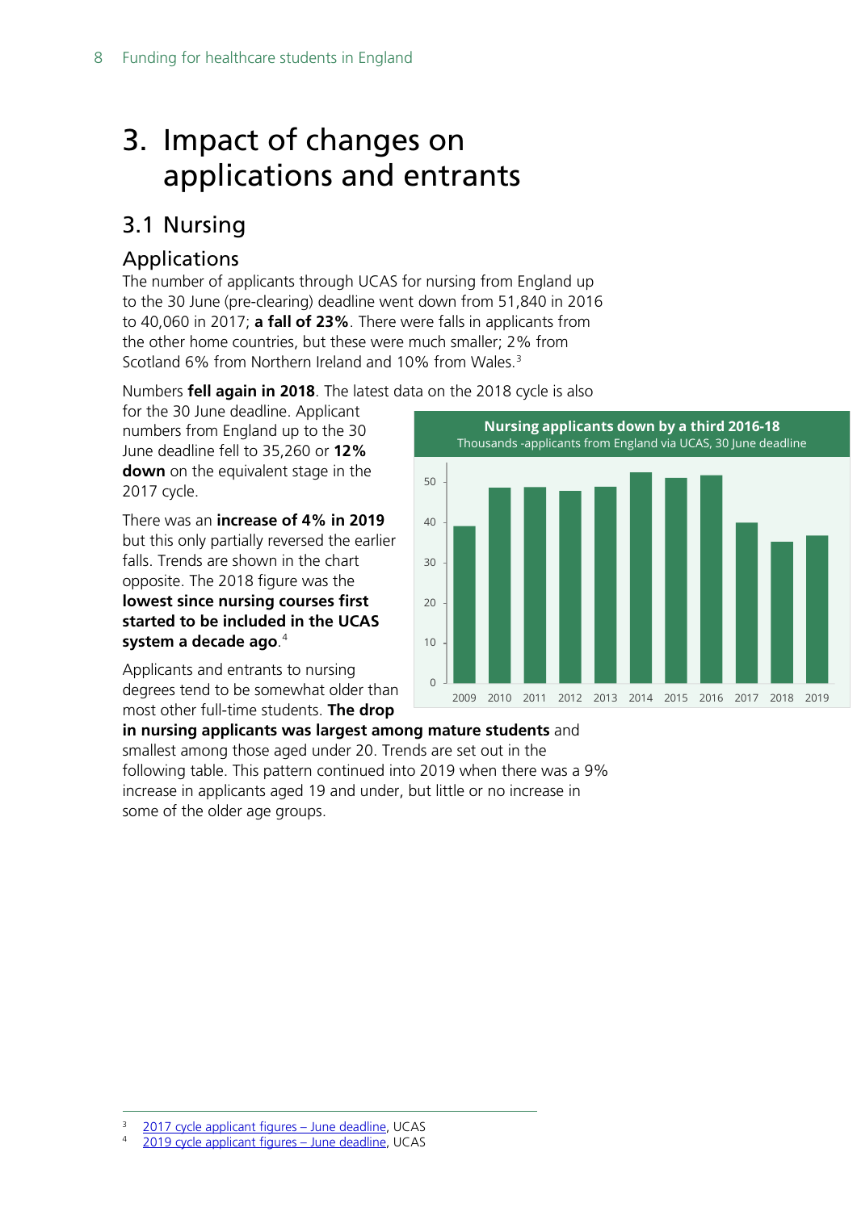# 3. Impact of changes on applications and entrants

## 3.1 Nursing

### Applications

The number of applicants through UCAS for nursing from England up to the 30 June (pre-clearing) deadline went down from 51,840 in 2016 to 40,060 in 2017; **a fall of 23%**. There were falls in applicants from the other home countries, but these were much smaller; 2% from Scotland 6% from Northern Ireland and 10% from Wales.[3]

Numbers **fell again in 2018**. The latest data on the 2018 cycle is also for the 30 June deadline. Applicant numbers from England up to the 30 June deadline fell to 35,260 or **12% down** on the equivalent stage in the 2017 cycle.

There was an **increase of 4% in 2019** but this only partially reversed the earlier falls. Trends are shown in the chart opposite. The 2018 figure was the **lowest since nursing courses first started to be included in the UCAS system a decade ago**.[4]

**Nursing applicants down by a third 2016-18**
Thousands -applicants from England via UCAS, 30 June deadline

Applicants and entrants to nursing degrees tend to be somewhat older than most other full-time students. **The drop in nursing applicants was largest among mature students** and smallest among those aged under 20. Trends are set out in the following table. This pattern continued into 2019 when there was a 9% increase in applicants aged 19 and under, but little or no increase in some of the older age groups.

---

[3] 2017 cycle applicant figures – June deadline, UCAS
[4] 2019 cycle applicant figures – June deadline, UCAS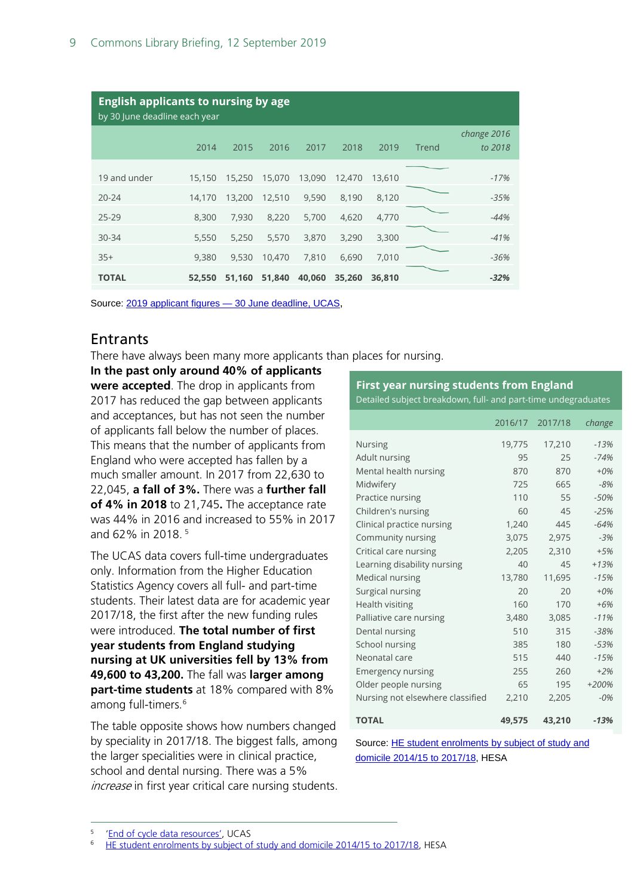**English applicants to nursing by age**
by 30 June deadline each year

| | 2014 | 2015 | 2016 | 2017 | 2018 | 2019 | Trend | *change 2016 to 2018* |
|---|---|---|---|---|---|---|---|---|
| 19 and under | 15,150 | 15,250 | 15,070 | 13,090 | 12,470 | 13,610 | | *-17%* |
| 20-24 | 14,170 | 13,200 | 12,510 | 9,590 | 8,190 | 8,120 | | *-35%* |
| 25-29 | 8,300 | 7,930 | 8,220 | 5,700 | 4,620 | 4,770 | | *-44%* |
| 30-34 | 5,550 | 5,250 | 5,570 | 3,870 | 3,290 | 3,300 | | *-41%* |
| 35+ | 9,380 | 9,530 | 10,470 | 7,810 | 6,690 | 7,010 | | *-36%* |
| **TOTAL** | **52,550** | **51,160** | **51,840** | **40,060** | **35,260** | **36,810** | | ***-32%*** |

Source: 2019 applicant figures — 30 June deadline, UCAS,

## Entrants

There have always been many more applicants than places for nursing. **In the past only around 40% of applicants were accepted**. The drop in applicants from 2017 has reduced the gap between applicants and acceptances, but has not seen the number of applicants fall below the number of places. This means that the number of applicants from England who were accepted has fallen by a much smaller amount. In 2017 from 22,630 to 22,045, **a fall of 3%.** There was a **further fall of 4% in 2018** to 21,745**.** The acceptance rate was 44% in 2016 and increased to 55% in 2017 and 62% in 2018.[5]

The UCAS data covers full-time undergraduates only. Information from the Higher Education Statistics Agency covers all full- and part-time students. Their latest data are for academic year 2017/18, the first after the new funding rules were introduced. **The total number of first year students from England studying nursing at UK universities fell by 13% from 49,600 to 43,200.** The fall was **larger among part-time students** at 18% compared with 8% among full-timers.[6]

The table opposite shows how numbers changed by speciality in 2017/18. The biggest falls, among the larger specialities were in clinical practice, school and dental nursing. There was a 5% *increase* in first year critical care nursing students.

**First year nursing students from England**
Detailed subject breakdown, full- and part-time undergraduates

| | 2016/17 | 2017/18 | *change* |
|---|---|---|---|
| Nursing | 19,775 | 17,210 | *-13%* |
| Adult nursing | 95 | 25 | *-74%* |
| Mental health nursing | 870 | 870 | *+0%* |
| Midwifery | 725 | 665 | *-8%* |
| Practice nursing | 110 | 55 | *-50%* |
| Children's nursing | 60 | 45 | *-25%* |
| Clinical practice nursing | 1,240 | 445 | *-64%* |
| Community nursing | 3,075 | 2,975 | *-3%* |
| Critical care nursing | 2,205 | 2,310 | *+5%* |
| Learning disability nursing | 40 | 45 | *+13%* |
| Medical nursing | 13,780 | 11,695 | *-15%* |
| Surgical nursing | 20 | 20 | *+0%* |
| Health visiting | 160 | 170 | *+6%* |
| Palliative care nursing | 3,480 | 3,085 | *-11%* |
| Dental nursing | 510 | 315 | *-38%* |
| School nursing | 385 | 180 | *-53%* |
| Neonatal care | 515 | 440 | *-15%* |
| Emergency nursing | 255 | 260 | *+2%* |
| Older people nursing | 65 | 195 | *+200%* |
| Nursing not elsewhere classified | 2,210 | 2,205 | *-0%* |
| **TOTAL** | **49,575** | **43,210** | ***-13%*** |

Source: HE student enrolments by subject of study and domicile 2014/15 to 2017/18, HESA

[5] 'End of cycle data resources', UCAS
[6] HE student enrolments by subject of study and domicile 2014/15 to 2017/18, HESA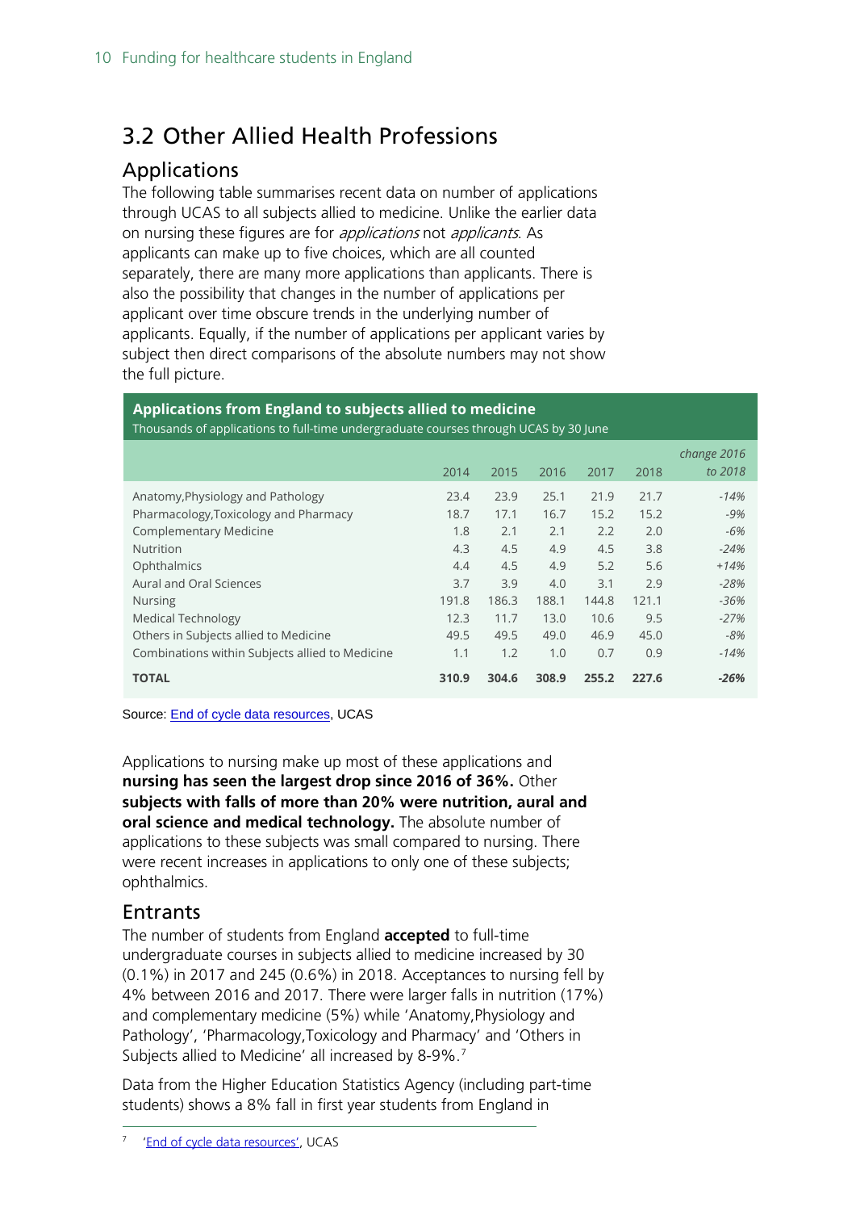## 3.2 Other Allied Health Professions

### Applications

The following table summarises recent data on number of applications through UCAS to all subjects allied to medicine. Unlike the earlier data on nursing these figures are for *applications* not *applicants*. As applicants can make up to five choices, which are all counted separately, there are many more applications than applicants. There is also the possibility that changes in the number of applications per applicant over time obscure trends in the underlying number of applicants. Equally, if the number of applications per applicant varies by subject then direct comparisons of the absolute numbers may not show the full picture.

**Applications from England to subjects allied to medicine**
Thousands of applications to full-time undergraduate courses through UCAS by 30 June

| | 2014 | 2015 | 2016 | 2017 | 2018 | *change 2016 to 2018* |
|---|---|---|---|---|---|---|
| Anatomy,Physiology and Pathology | 23.4 | 23.9 | 25.1 | 21.9 | 21.7 | *-14%* |
| Pharmacology,Toxicology and Pharmacy | 18.7 | 17.1 | 16.7 | 15.2 | 15.2 | *-9%* |
| Complementary Medicine | 1.8 | 2.1 | 2.1 | 2.2 | 2.0 | *-6%* |
| Nutrition | 4.3 | 4.5 | 4.9 | 4.5 | 3.8 | *-24%* |
| Ophthalmics | 4.4 | 4.5 | 4.9 | 5.2 | 5.6 | *+14%* |
| Aural and Oral Sciences | 3.7 | 3.9 | 4.0 | 3.1 | 2.9 | *-28%* |
| Nursing | 191.8 | 186.3 | 188.1 | 144.8 | 121.1 | *-36%* |
| Medical Technology | 12.3 | 11.7 | 13.0 | 10.6 | 9.5 | *-27%* |
| Others in Subjects allied to Medicine | 49.5 | 49.5 | 49.0 | 46.9 | 45.0 | *-8%* |
| Combinations within Subjects allied to Medicine | 1.1 | 1.2 | 1.0 | 0.7 | 0.9 | *-14%* |
| **TOTAL** | **310.9** | **304.6** | **308.9** | **255.2** | **227.6** | ***-26%*** |

Source: End of cycle data resources, UCAS

Applications to nursing make up most of these applications and **nursing has seen the largest drop since 2016 of 36%.** Other **subjects with falls of more than 20% were nutrition, aural and oral science and medical technology.** The absolute number of applications to these subjects was small compared to nursing. There were recent increases in applications to only one of these subjects; ophthalmics.

### Entrants

The number of students from England **accepted** to full-time undergraduate courses in subjects allied to medicine increased by 30 (0.1%) in 2017 and 245 (0.6%) in 2018. Acceptances to nursing fell by 4% between 2016 and 2017. There were larger falls in nutrition (17%) and complementary medicine (5%) while 'Anatomy,Physiology and Pathology', 'Pharmacology,Toxicology and Pharmacy' and 'Others in Subjects allied to Medicine' all increased by 8-9%.[7]

Data from the Higher Education Statistics Agency (including part-time students) shows a 8% fall in first year students from England in

[7] 'End of cycle data resources', UCAS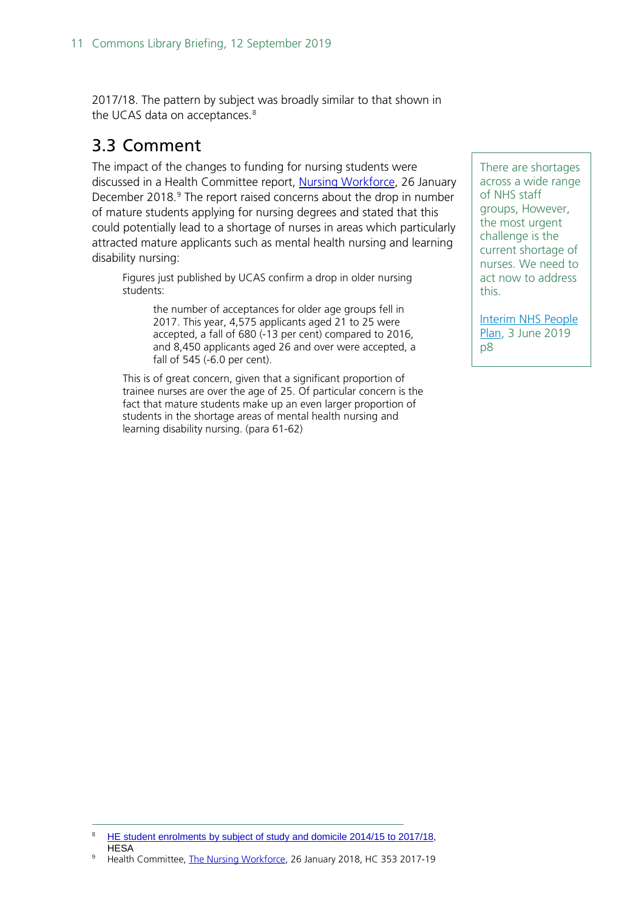2017/18. The pattern by subject was broadly similar to that shown in the UCAS data on acceptances.[8]

## 3.3 Comment

The impact of the changes to funding for nursing students were discussed in a Health Committee report, Nursing Workforce, 26 January December 2018.[9] The report raised concerns about the drop in number of mature students applying for nursing degrees and stated that this could potentially lead to a shortage of nurses in areas which particularly attracted mature applicants such as mental health nursing and learning disability nursing:

> Figures just published by UCAS confirm a drop in older nursing students:
>
> > the number of acceptances for older age groups fell in 2017. This year, 4,575 applicants aged 21 to 25 were accepted, a fall of 680 (-13 per cent) compared to 2016, and 8,450 applicants aged 26 and over were accepted, a fall of 545 (-6.0 per cent).
>
> This is of great concern, given that a significant proportion of trainee nurses are over the age of 25. Of particular concern is the fact that mature students make up an even larger proportion of students in the shortage areas of mental health nursing and learning disability nursing. (para 61-62)

> There are shortages across a wide range of NHS staff groups, However, the most urgent challenge is the current shortage of nurses. We need to act now to address this.
>
> Interim NHS People Plan, 3 June 2019 p8

---

[8] HE student enrolments by subject of study and domicile 2014/15 to 2017/18, HESA

[9] Health Committee, The Nursing Workforce, 26 January 2018, HC 353 2017-19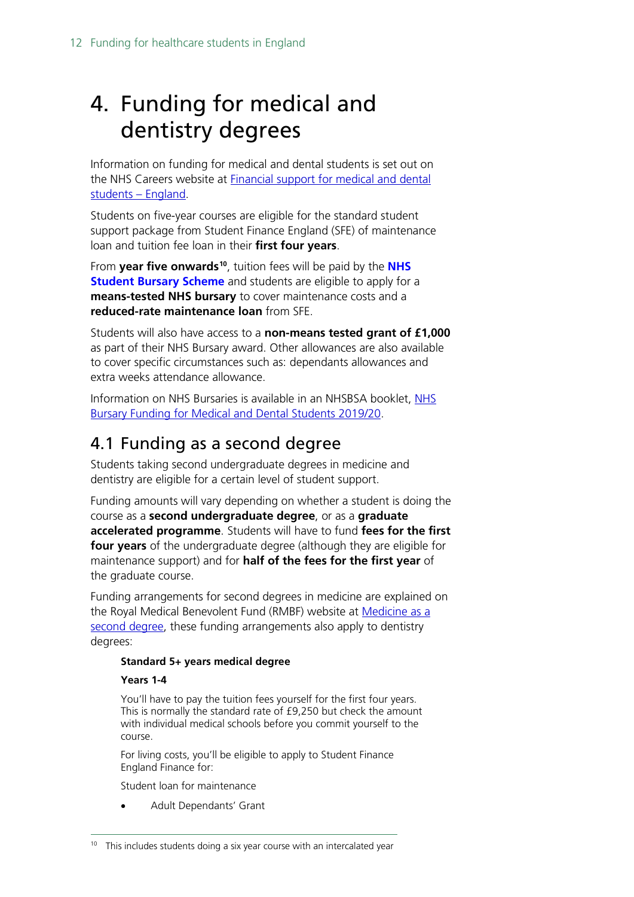# 4. Funding for medical and dentistry degrees

Information on funding for medical and dental students is set out on the NHS Careers website at [Financial support for medical and dental students – England](#).

Students on five-year courses are eligible for the standard student support package from Student Finance England (SFE) of maintenance loan and tuition fee loan in their **first four years**.

From **year five onwards**[10], tuition fees will be paid by the **NHS Student Bursary Scheme** and students are eligible to apply for a **means-tested NHS bursary** to cover maintenance costs and a **reduced-rate maintenance loan** from SFE.

Students will also have access to a **non-means tested grant of £1,000** as part of their NHS Bursary award. Other allowances are also available to cover specific circumstances such as: dependants allowances and extra weeks attendance allowance.

Information on NHS Bursaries is available in an NHSBSA booklet, [NHS Bursary Funding for Medical and Dental Students 2019/20](#).

## 4.1 Funding as a second degree

Students taking second undergraduate degrees in medicine and dentistry are eligible for a certain level of student support.

Funding amounts will vary depending on whether a student is doing the course as a **second undergraduate degree**, or as a **graduate accelerated programme**. Students will have to fund **fees for the first four years** of the undergraduate degree (although they are eligible for maintenance support) and for **half of the fees for the first year** of the graduate course.

Funding arrangements for second degrees in medicine are explained on the Royal Medical Benevolent Fund (RMBF) website at [Medicine as a second degree](#), these funding arrangements also apply to dentistry degrees:

> **Standard 5+ years medical degree**
>
> **Years 1-4**
>
> You'll have to pay the tuition fees yourself for the first four years. This is normally the standard rate of £9,250 but check the amount with individual medical schools before you commit yourself to the course.
>
> For living costs, you'll be eligible to apply to Student Finance England Finance for:
>
> Student loan for maintenance
>
> - Adult Dependants' Grant

---

[10] This includes students doing a six year course with an intercalated year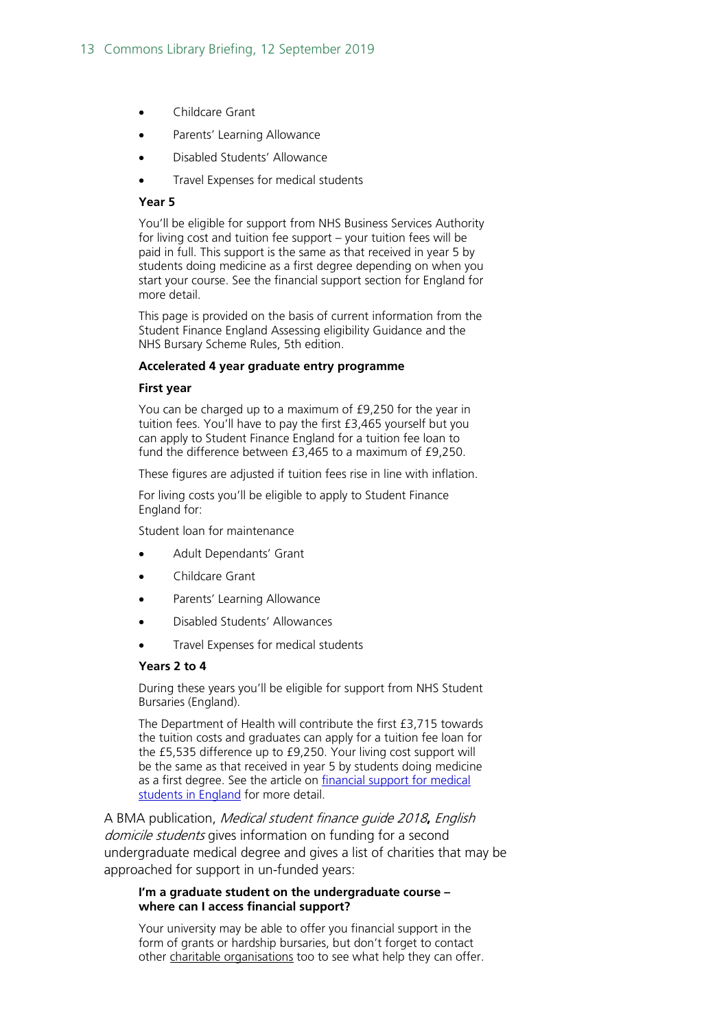- Childcare Grant
- Parents' Learning Allowance
- Disabled Students' Allowance
- Travel Expenses for medical students

**Year 5**

You'll be eligible for support from NHS Business Services Authority for living cost and tuition fee support – your tuition fees will be paid in full. This support is the same as that received in year 5 by students doing medicine as a first degree depending on when you start your course. See the financial support section for England for more detail.

This page is provided on the basis of current information from the Student Finance England Assessing eligibility Guidance and the NHS Bursary Scheme Rules, 5th edition.

**Accelerated 4 year graduate entry programme**

**First year**

You can be charged up to a maximum of £9,250 for the year in tuition fees. You'll have to pay the first £3,465 yourself but you can apply to Student Finance England for a tuition fee loan to fund the difference between £3,465 to a maximum of £9,250.

These figures are adjusted if tuition fees rise in line with inflation.

For living costs you'll be eligible to apply to Student Finance England for:

Student loan for maintenance

- Adult Dependants' Grant
- Childcare Grant
- Parents' Learning Allowance
- Disabled Students' Allowances
- Travel Expenses for medical students

**Years 2 to 4**

During these years you'll be eligible for support from NHS Student Bursaries (England).

The Department of Health will contribute the first £3,715 towards the tuition costs and graduates can apply for a tuition fee loan for the £5,535 difference up to £9,250. Your living cost support will be the same as that received in year 5 by students doing medicine as a first degree. See the article on financial support for medical students in England for more detail.

A BMA publication, *Medical student finance guide 2018, English domicile students* gives information on funding for a second undergraduate medical degree and gives a list of charities that may be approached for support in un-funded years:

**I'm a graduate student on the undergraduate course – where can I access financial support?**

Your university may be able to offer you financial support in the form of grants or hardship bursaries, but don't forget to contact other charitable organisations too to see what help they can offer.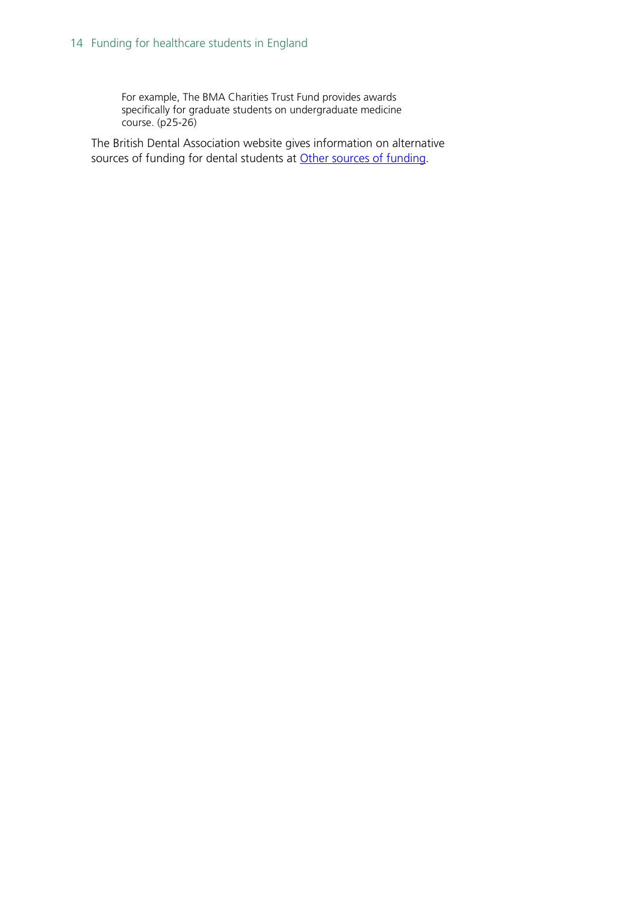> For example, The BMA Charities Trust Fund provides awards specifically for graduate students on undergraduate medicine course. (p25-26)

The British Dental Association website gives information on alternative sources of funding for dental students at Other sources of funding.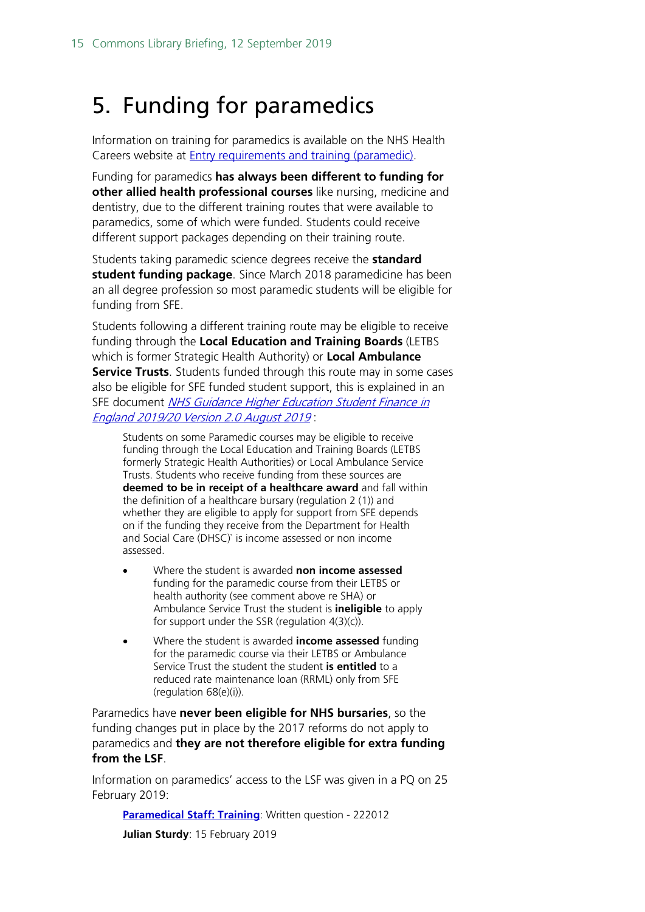# 5. Funding for paramedics

Information on training for paramedics is available on the NHS Health Careers website at [Entry requirements and training (paramedic)](#).

Funding for paramedics **has always been different to funding for other allied health professional courses** like nursing, medicine and dentistry, due to the different training routes that were available to paramedics, some of which were funded. Students could receive different support packages depending on their training route.

Students taking paramedic science degrees receive the **standard student funding package**. Since March 2018 paramedicine has been an all degree profession so most paramedic students will be eligible for funding from SFE.

Students following a different training route may be eligible to receive funding through the **Local Education and Training Boards** (LETBS which is former Strategic Health Authority) or **Local Ambulance Service Trusts**. Students funded through this route may in some cases also be eligible for SFE funded student support, this is explained in an SFE document [*NHS Guidance Higher Education Student Finance in England 2019/20 Version 2.0 August 2019*](#):

> Students on some Paramedic courses may be eligible to receive funding through the Local Education and Training Boards (LETBS formerly Strategic Health Authorities) or Local Ambulance Service Trusts. Students who receive funding from these sources are **deemed to be in receipt of a healthcare award** and fall within the definition of a healthcare bursary (regulation 2 (1)) and whether they are eligible to apply for support from SFE depends on if the funding they receive from the Department for Health and Social Care (DHSC)` is income assessed or non income assessed.
>
> - Where the student is awarded **non income assessed** funding for the paramedic course from their LETBS or health authority (see comment above re SHA) or Ambulance Service Trust the student is **ineligible** to apply for support under the SSR (regulation 4(3)(c)).
> - Where the student is awarded **income assessed** funding for the paramedic course via their LETBS or Ambulance Service Trust the student **is entitled** to a reduced rate maintenance loan (RRML) only from SFE (regulation 68(e)(i)).

Paramedics have **never been eligible for NHS bursaries**, so the funding changes put in place by the 2017 reforms do not apply to paramedics and **they are not therefore eligible for extra funding from the LSF**.

Information on paramedics' access to the LSF was given in a PQ on 25 February 2019:

> [**Paramedical Staff: Training**](#): Written question - 222012
>
> **Julian Sturdy**: 15 February 2019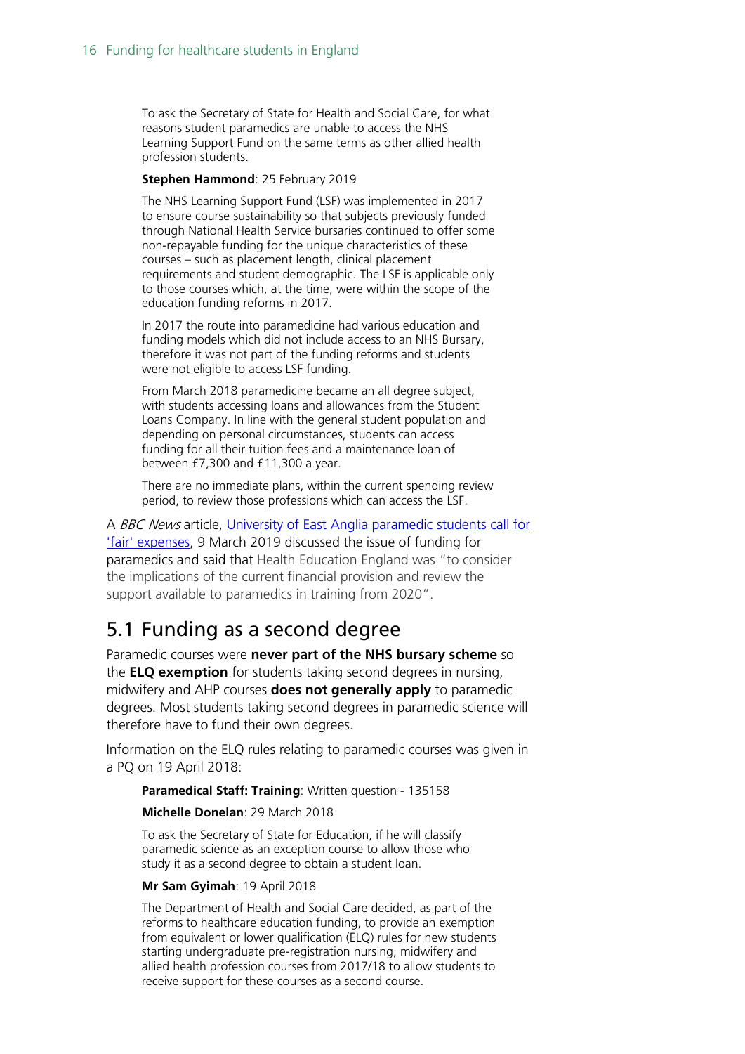> To ask the Secretary of State for Health and Social Care, for what reasons student paramedics are unable to access the NHS Learning Support Fund on the same terms as other allied health profession students.
>
> **Stephen Hammond**: 25 February 2019
>
> The NHS Learning Support Fund (LSF) was implemented in 2017 to ensure course sustainability so that subjects previously funded through National Health Service bursaries continued to offer some non-repayable funding for the unique characteristics of these courses – such as placement length, clinical placement requirements and student demographic. The LSF is applicable only to those courses which, at the time, were within the scope of the education funding reforms in 2017.
>
> In 2017 the route into paramedicine had various education and funding models which did not include access to an NHS Bursary, therefore it was not part of the funding reforms and students were not eligible to access LSF funding.
>
> From March 2018 paramedicine became an all degree subject, with students accessing loans and allowances from the Student Loans Company. In line with the general student population and depending on personal circumstances, students can access funding for all their tuition fees and a maintenance loan of between £7,300 and £11,300 a year.
>
> There are no immediate plans, within the current spending review period, to review those professions which can access the LSF.

A *BBC News* article, University of East Anglia paramedic students call for 'fair' expenses, 9 March 2019 discussed the issue of funding for paramedics and said that Health Education England was "to consider the implications of the current financial provision and review the support available to paramedics in training from 2020".

## 5.1 Funding as a second degree

Paramedic courses were **never part of the NHS bursary scheme** so the **ELQ exemption** for students taking second degrees in nursing, midwifery and AHP courses **does not generally apply** to paramedic degrees. Most students taking second degrees in paramedic science will therefore have to fund their own degrees.

Information on the ELQ rules relating to paramedic courses was given in a PQ on 19 April 2018:

> **Paramedical Staff: Training**: Written question - 135158
>
> **Michelle Donelan**: 29 March 2018
>
> To ask the Secretary of State for Education, if he will classify paramedic science as an exception course to allow those who study it as a second degree to obtain a student loan.
>
> **Mr Sam Gyimah**: 19 April 2018
>
> The Department of Health and Social Care decided, as part of the reforms to healthcare education funding, to provide an exemption from equivalent or lower qualification (ELQ) rules for new students starting undergraduate pre-registration nursing, midwifery and allied health profession courses from 2017/18 to allow students to receive support for these courses as a second course.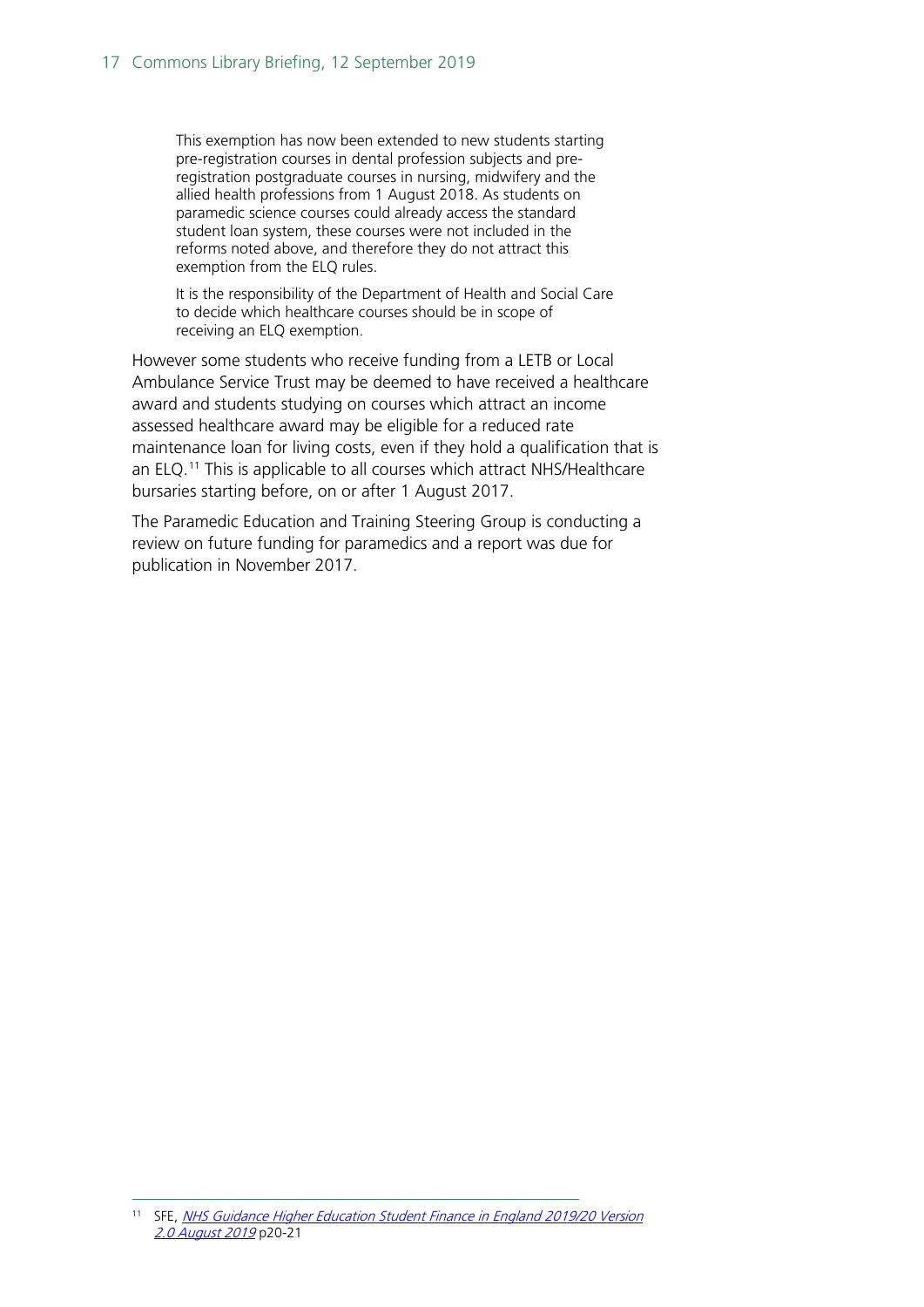> This exemption has now been extended to new students starting pre-registration courses in dental profession subjects and pre-registration postgraduate courses in nursing, midwifery and the allied health professions from 1 August 2018. As students on paramedic science courses could already access the standard student loan system, these courses were not included in the reforms noted above, and therefore they do not attract this exemption from the ELQ rules.
>
> It is the responsibility of the Department of Health and Social Care to decide which healthcare courses should be in scope of receiving an ELQ exemption.

However some students who receive funding from a LETB or Local Ambulance Service Trust may be deemed to have received a healthcare award and students studying on courses which attract an income assessed healthcare award may be eligible for a reduced rate maintenance loan for living costs, even if they hold a qualification that is an ELQ.[11] This is applicable to all courses which attract NHS/Healthcare bursaries starting before, on or after 1 August 2017.

The Paramedic Education and Training Steering Group is conducting a review on future funding for paramedics and a report was due for publication in November 2017.

---

[11] SFE, *NHS Guidance Higher Education Student Finance in England 2019/20 Version 2.0 August 2019* p20-21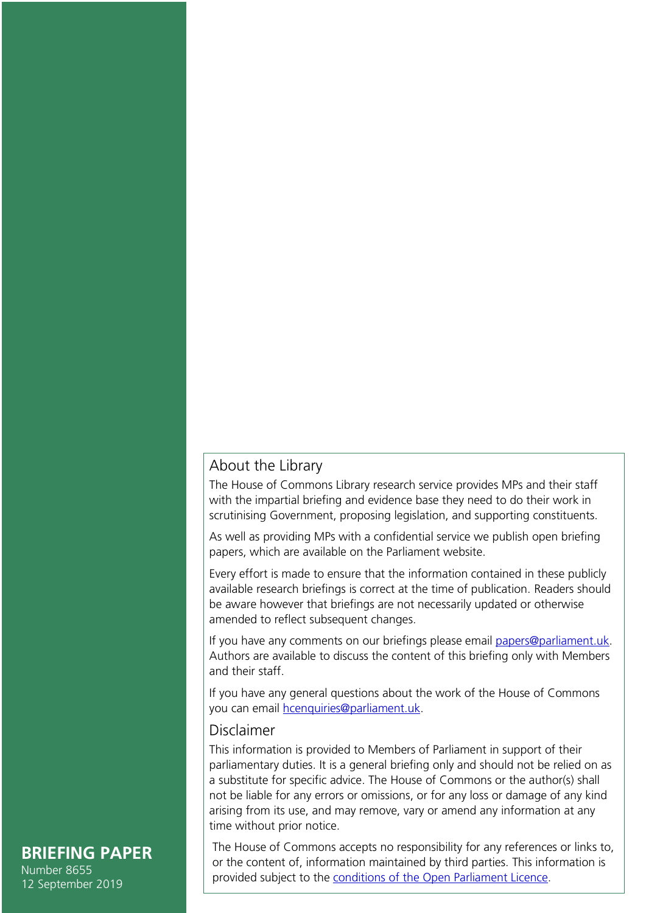## About the Library

The House of Commons Library research service provides MPs and their staff with the impartial briefing and evidence base they need to do their work in scrutinising Government, proposing legislation, and supporting constituents.

As well as providing MPs with a confidential service we publish open briefing papers, which are available on the Parliament website.

Every effort is made to ensure that the information contained in these publicly available research briefings is correct at the time of publication. Readers should be aware however that briefings are not necessarily updated or otherwise amended to reflect subsequent changes.

If you have any comments on our briefings please email [papers@parliament.uk](mailto:papers@parliament.uk). Authors are available to discuss the content of this briefing only with Members and their staff.

If you have any general questions about the work of the House of Commons you can email [hcenquiries@parliament.uk](mailto:hcenquiries@parliament.uk).

## Disclaimer

This information is provided to Members of Parliament in support of their parliamentary duties. It is a general briefing only and should not be relied on as a substitute for specific advice. The House of Commons or the author(s) shall not be liable for any errors or omissions, or for any loss or damage of any kind arising from its use, and may remove, vary or amend any information at any time without prior notice.

The House of Commons accepts no responsibility for any references or links to, or the content of, information maintained by third parties. This information is provided subject to the conditions of the Open Parliament Licence.

**BRIEFING PAPER**
Number 8655
12 September 2019